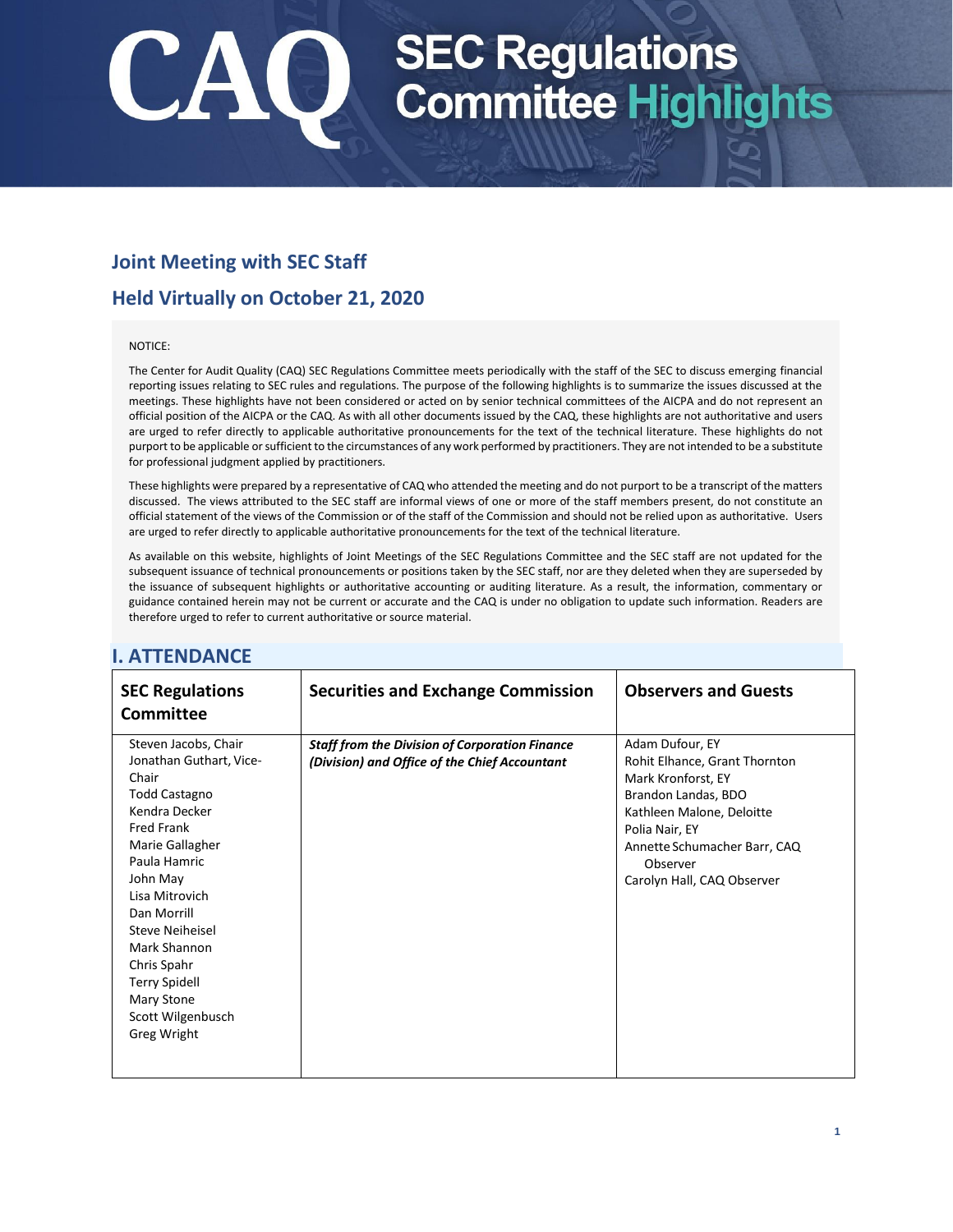# CAQ SEC Regulations Committee Highlights

## Joint Meeting with SEC Staff

## Held Virtually on October 21, 2020

NOTICE:

The Center for Audit Quality (CAQ) SEC Regulations Committee meets periodically with the staff of the SEC to discuss emerging financial reporting issues relating to SEC rules and regulations. The purpose of the following highlights is to summarize the issues discussed at the meetings. These highlights have not been considered or acted on by senior technical committees of the AICPA and do not represent an official position of the AICPA or the CAQ. As with all other documents issued by the CAQ, these highlights are not authoritative and users are urged to refer directly to applicable authoritative pronouncements for the text of the technical literature. These highlights do not purport to be applicable or sufficient to the circumstances of any work performed by practitioners. They are not intended to be a substitute for professional judgment applied by practitioners.

These highlights were prepared by a representative of CAQ who attended the meeting and do not purport to be a transcript of the matters discussed. The views attributed to the SEC staff are informal views of one or more of the staff members present, do not constitute an official statement of the views of the Commission or of the staff of the Commission and should not be relied upon as authoritative. Users are urged to refer directly to applicable authoritative pronouncements for the text of the technical literature.

As available on this website, highlights of Joint Meetings of the SEC Regulations Committee and the SEC staff are not updated for the subsequent issuance of technical pronouncements or positions taken by the SEC staff, nor are they deleted when they are superseded by the issuance of subsequent highlights or authoritative accounting or auditing literature. As a result, the information, commentary or guidance contained herein may not be current or accurate and the CAQ is under no obligation to update such information. Readers are therefore urged to refer to current authoritative or source material.

## I. ATTENDANCE

| SEC Regulations Committee | Securities and Exchange Commission | Observers and Guests |
|---|---|---|
| Steven Jacobs, Chair<br>Jonathan Guthart, Vice-Chair<br>Todd Castagno<br>Kendra Decker<br>Fred Frank<br>Marie Gallagher<br>Paula Hamric<br>John May<br>Lisa Mitrovich<br>Dan Morrill<br>Steve Neiheisel<br>Mark Shannon<br>Chris Spahr<br>Terry Spidell<br>Mary Stone<br>Scott Wilgenbusch<br>Greg Wright | ***Staff from the Division of Corporation Finance (Division) and Office of the Chief Accountant*** | Adam Dufour, EY<br>Rohit Elhance, Grant Thornton<br>Mark Kronforst, EY<br>Brandon Landas, BDO<br>Kathleen Malone, Deloitte<br>Polia Nair, EY<br>Annette Schumacher Barr, CAQ Observer<br>Carolyn Hall, CAQ Observer |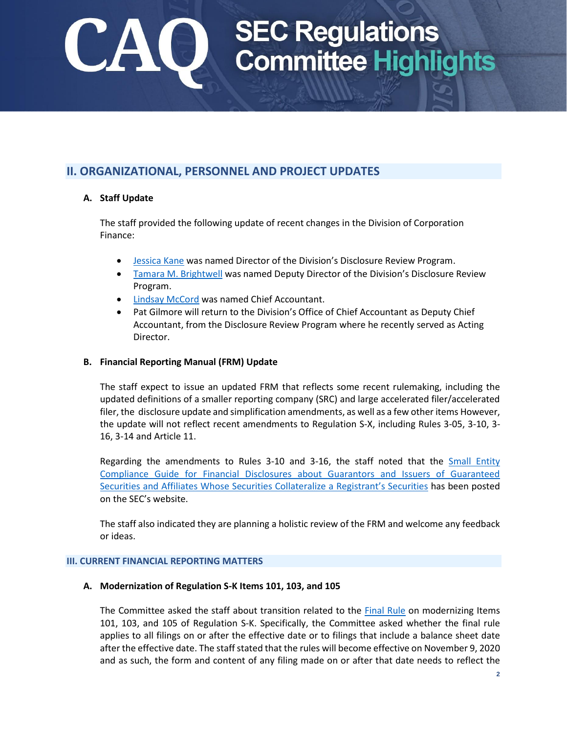## II. ORGANIZATIONAL, PERSONNEL AND PROJECT UPDATES

### A. Staff Update

The staff provided the following update of recent changes in the Division of Corporation Finance:

- Jessica Kane was named Director of the Division's Disclosure Review Program.
- Tamara M. Brightwell was named Deputy Director of the Division's Disclosure Review Program.
- Lindsay McCord was named Chief Accountant.
- Pat Gilmore will return to the Division's Office of Chief Accountant as Deputy Chief Accountant, from the Disclosure Review Program where he recently served as Acting Director.

### B. Financial Reporting Manual (FRM) Update

The staff expect to issue an updated FRM that reflects some recent rulemaking, including the updated definitions of a smaller reporting company (SRC) and large accelerated filer/accelerated filer, the disclosure update and simplification amendments, as well as a few other items However, the update will not reflect recent amendments to Regulation S-X, including Rules 3-05, 3-10, 3-16, 3-14 and Article 11.

Regarding the amendments to Rules 3-10 and 3-16, the staff noted that the Small Entity Compliance Guide for Financial Disclosures about Guarantors and Issuers of Guaranteed Securities and Affiliates Whose Securities Collateralize a Registrant's Securities has been posted on the SEC's website.

The staff also indicated they are planning a holistic review of the FRM and welcome any feedback or ideas.

## III. CURRENT FINANCIAL REPORTING MATTERS

### A. Modernization of Regulation S-K Items 101, 103, and 105

The Committee asked the staff about transition related to the Final Rule on modernizing Items 101, 103, and 105 of Regulation S-K. Specifically, the Committee asked whether the final rule applies to all filings on or after the effective date or to filings that include a balance sheet date after the effective date. The staff stated that the rules will become effective on November 9, 2020 and as such, the form and content of any filing made on or after that date needs to reflect the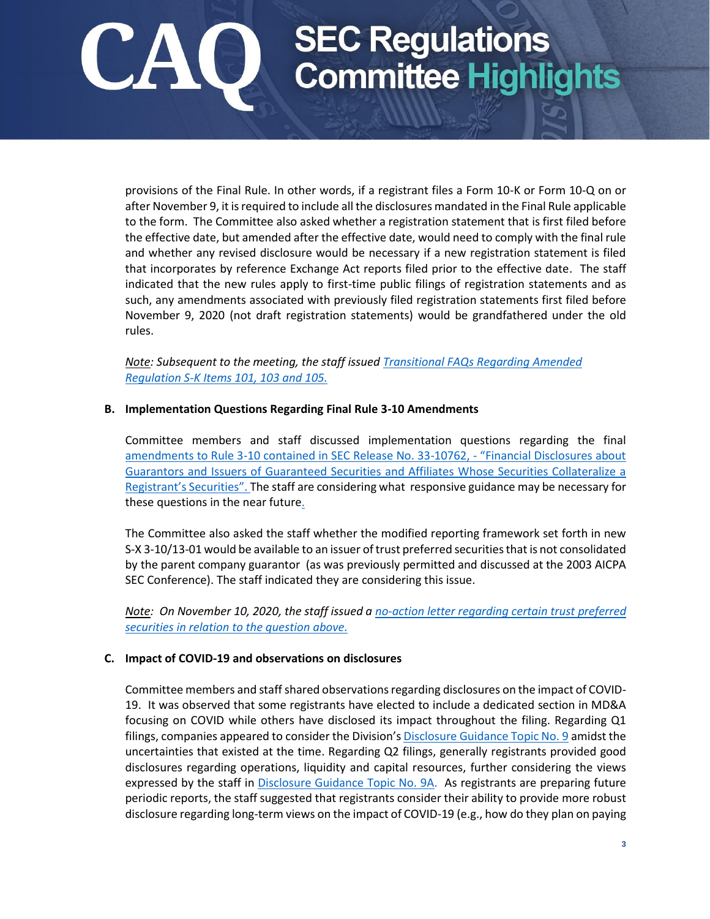provisions of the Final Rule. In other words, if a registrant files a Form 10-K or Form 10-Q on or after November 9, it is required to include all the disclosures mandated in the Final Rule applicable to the form. The Committee also asked whether a registration statement that is first filed before the effective date, but amended after the effective date, would need to comply with the final rule and whether any revised disclosure would be necessary if a new registration statement is filed that incorporates by reference Exchange Act reports filed prior to the effective date. The staff indicated that the new rules apply to first-time public filings of registration statements and as such, any amendments associated with previously filed registration statements first filed before November 9, 2020 (not draft registration statements) would be grandfathered under the old rules.

*Note: Subsequent to the meeting, the staff issued Transitional FAQs Regarding Amended Regulation S-K Items 101, 103 and 105.*

**B. Implementation Questions Regarding Final Rule 3-10 Amendments**

Committee members and staff discussed implementation questions regarding the final amendments to Rule 3-10 contained in SEC Release No. 33-10762, - "Financial Disclosures about Guarantors and Issuers of Guaranteed Securities and Affiliates Whose Securities Collateralize a Registrant's Securities". The staff are considering what responsive guidance may be necessary for these questions in the near future.

The Committee also asked the staff whether the modified reporting framework set forth in new S-X 3-10/13-01 would be available to an issuer of trust preferred securities that is not consolidated by the parent company guarantor (as was previously permitted and discussed at the 2003 AICPA SEC Conference). The staff indicated they are considering this issue.

*Note: On November 10, 2020, the staff issued a no-action letter regarding certain trust preferred securities in relation to the question above.*

**C. Impact of COVID-19 and observations on disclosures**

Committee members and staff shared observations regarding disclosures on the impact of COVID-19. It was observed that some registrants have elected to include a dedicated section in MD&A focusing on COVID while others have disclosed its impact throughout the filing. Regarding Q1 filings, companies appeared to consider the Division's Disclosure Guidance Topic No. 9 amidst the uncertainties that existed at the time. Regarding Q2 filings, generally registrants provided good disclosures regarding operations, liquidity and capital resources, further considering the views expressed by the staff in Disclosure Guidance Topic No. 9A. As registrants are preparing future periodic reports, the staff suggested that registrants consider their ability to provide more robust disclosure regarding long-term views on the impact of COVID-19 (e.g., how do they plan on paying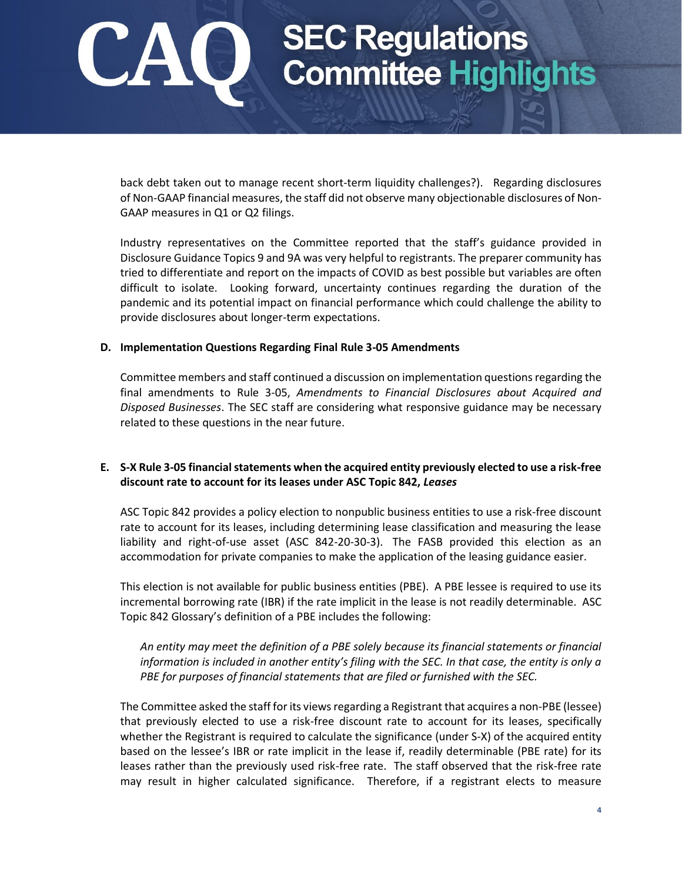back debt taken out to manage recent short-term liquidity challenges?). Regarding disclosures of Non-GAAP financial measures, the staff did not observe many objectionable disclosures of Non-GAAP measures in Q1 or Q2 filings.

Industry representatives on the Committee reported that the staff's guidance provided in Disclosure Guidance Topics 9 and 9A was very helpful to registrants. The preparer community has tried to differentiate and report on the impacts of COVID as best possible but variables are often difficult to isolate. Looking forward, uncertainty continues regarding the duration of the pandemic and its potential impact on financial performance which could challenge the ability to provide disclosures about longer-term expectations.

### D. Implementation Questions Regarding Final Rule 3-05 Amendments

Committee members and staff continued a discussion on implementation questions regarding the final amendments to Rule 3-05, *Amendments to Financial Disclosures about Acquired and Disposed Businesses*. The SEC staff are considering what responsive guidance may be necessary related to these questions in the near future.

### E. S-X Rule 3-05 financial statements when the acquired entity previously elected to use a risk-free discount rate to account for its leases under ASC Topic 842, *Leases*

ASC Topic 842 provides a policy election to nonpublic business entities to use a risk-free discount rate to account for its leases, including determining lease classification and measuring the lease liability and right-of-use asset (ASC 842-20-30-3). The FASB provided this election as an accommodation for private companies to make the application of the leasing guidance easier.

This election is not available for public business entities (PBE). A PBE lessee is required to use its incremental borrowing rate (IBR) if the rate implicit in the lease is not readily determinable. ASC Topic 842 Glossary's definition of a PBE includes the following:

> *An entity may meet the definition of a PBE solely because its financial statements or financial information is included in another entity's filing with the SEC. In that case, the entity is only a PBE for purposes of financial statements that are filed or furnished with the SEC.*

The Committee asked the staff for its views regarding a Registrant that acquires a non-PBE (lessee) that previously elected to use a risk-free discount rate to account for its leases, specifically whether the Registrant is required to calculate the significance (under S-X) of the acquired entity based on the lessee's IBR or rate implicit in the lease if, readily determinable (PBE rate) for its leases rather than the previously used risk-free rate. The staff observed that the risk-free rate may result in higher calculated significance. Therefore, if a registrant elects to measure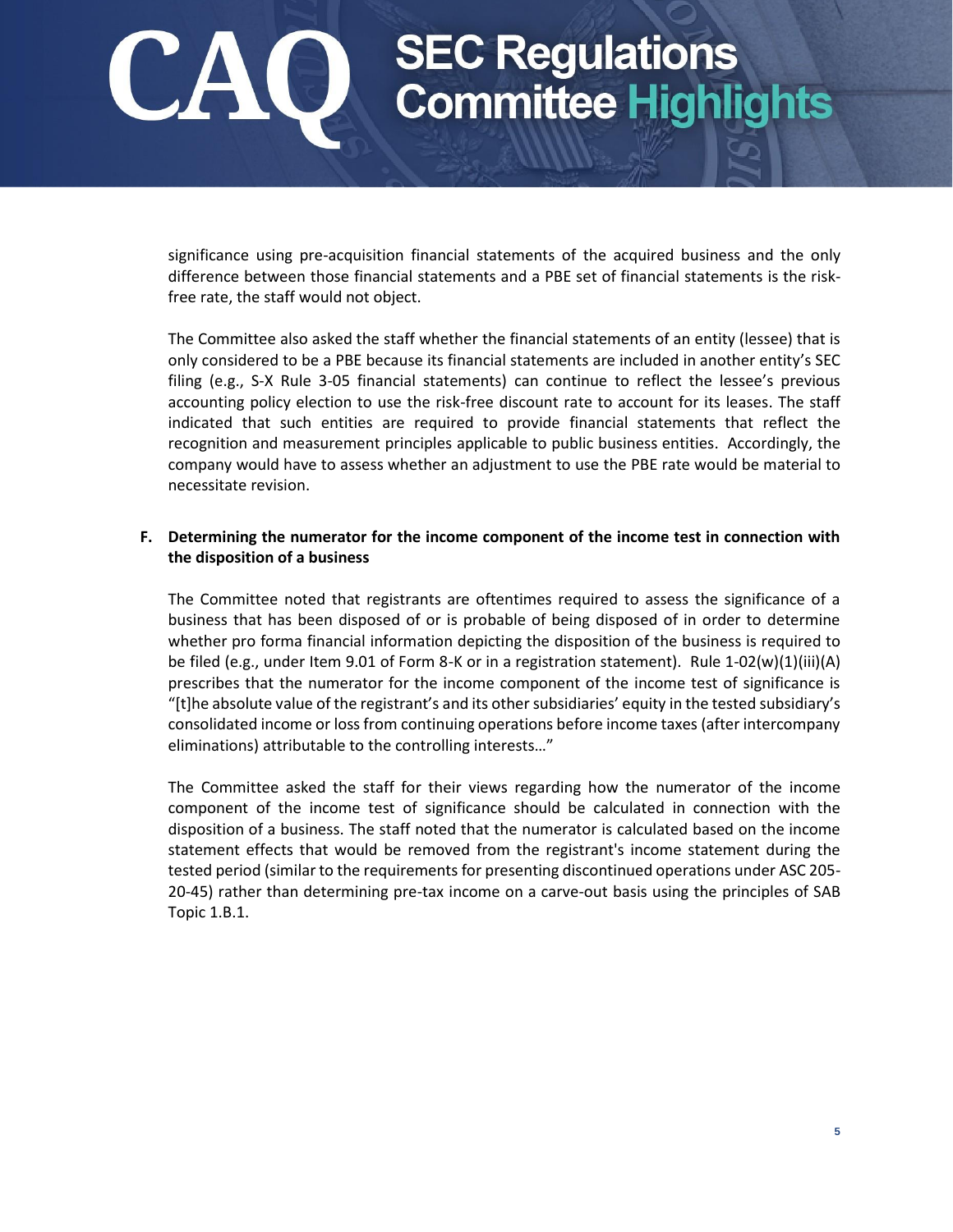significance using pre-acquisition financial statements of the acquired business and the only difference between those financial statements and a PBE set of financial statements is the risk-free rate, the staff would not object.

The Committee also asked the staff whether the financial statements of an entity (lessee) that is only considered to be a PBE because its financial statements are included in another entity's SEC filing (e.g., S-X Rule 3-05 financial statements) can continue to reflect the lessee's previous accounting policy election to use the risk-free discount rate to account for its leases. The staff indicated that such entities are required to provide financial statements that reflect the recognition and measurement principles applicable to public business entities. Accordingly, the company would have to assess whether an adjustment to use the PBE rate would be material to necessitate revision.

**F. Determining the numerator for the income component of the income test in connection with the disposition of a business**

The Committee noted that registrants are oftentimes required to assess the significance of a business that has been disposed of or is probable of being disposed of in order to determine whether pro forma financial information depicting the disposition of the business is required to be filed (e.g., under Item 9.01 of Form 8-K or in a registration statement). Rule 1-02(w)(1)(iii)(A) prescribes that the numerator for the income component of the income test of significance is "[t]he absolute value of the registrant's and its other subsidiaries' equity in the tested subsidiary's consolidated income or loss from continuing operations before income taxes (after intercompany eliminations) attributable to the controlling interests…"

The Committee asked the staff for their views regarding how the numerator of the income component of the income test of significance should be calculated in connection with the disposition of a business. The staff noted that the numerator is calculated based on the income statement effects that would be removed from the registrant's income statement during the tested period (similar to the requirements for presenting discontinued operations under ASC 205-20-45) rather than determining pre-tax income on a carve-out basis using the principles of SAB Topic 1.B.1.